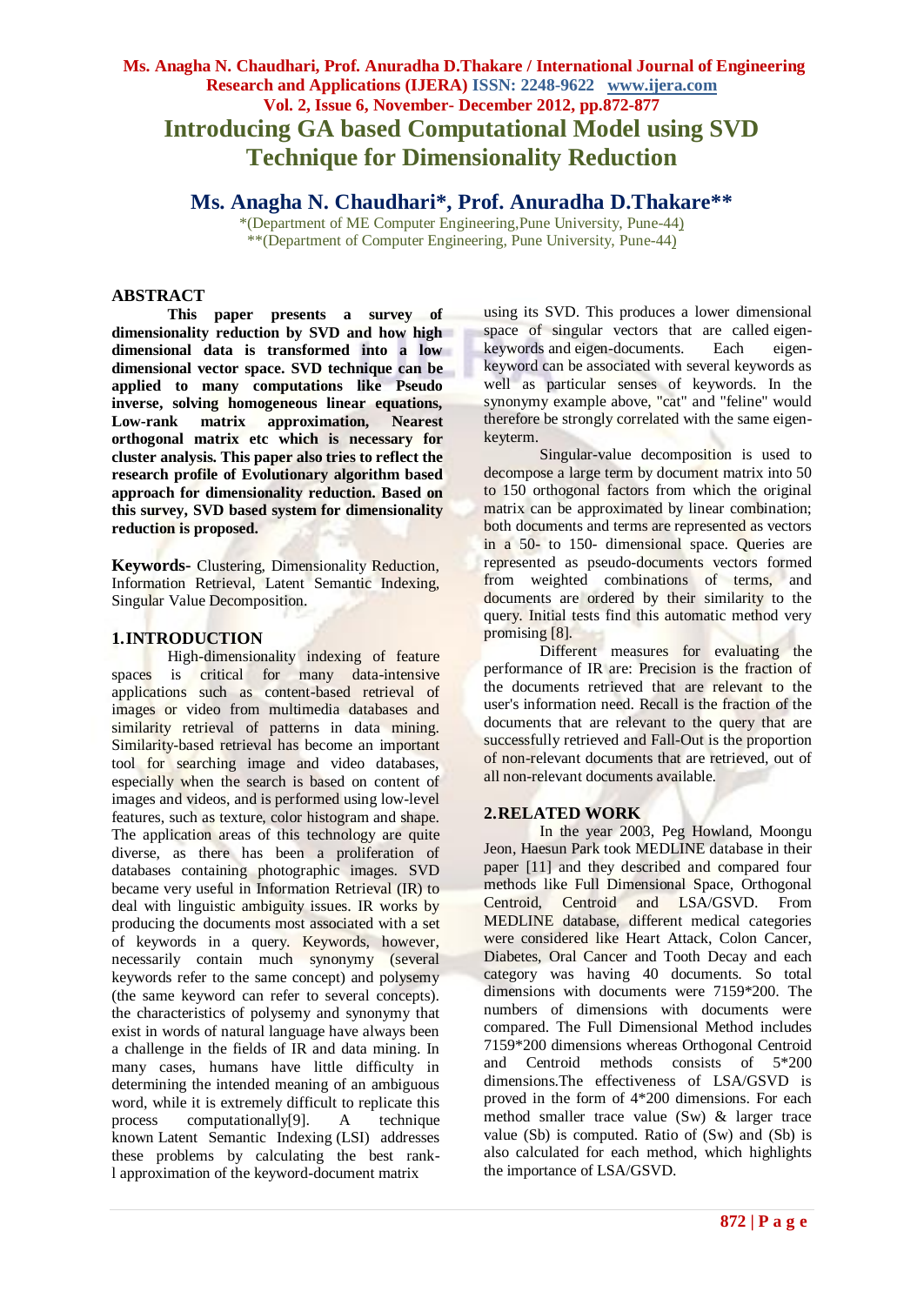# Introducing GA based Computational Model using SVD Technique for Dimensionality Reduction

**Ms. Anagha N. Chaudhari*, Prof. Anuradha D.Thakare****

*(Department of ME Computer Engineering,Pune University, Pune-44)
**(Department of Computer Engineering, Pune University, Pune-44)

## ABSTRACT

**This paper presents a survey of dimensionality reduction by SVD and how high dimensional data is transformed into a low dimensional vector space. SVD technique can be applied to many computations like Pseudo inverse, solving homogeneous linear equations, Low-rank matrix approximation, Nearest orthogonal matrix etc which is necessary for cluster analysis. This paper also tries to reflect the research profile of Evolutionary algorithm based approach for dimensionality reduction. Based on this survey, SVD based system for dimensionality reduction is proposed.**

**Keywords-** Clustering, Dimensionality Reduction, Information Retrieval, Latent Semantic Indexing, Singular Value Decomposition.

## 1.INTRODUCTION

High-dimensionality indexing of feature spaces is critical for many data-intensive applications such as content-based retrieval of images or video from multimedia databases and similarity retrieval of patterns in data mining. Similarity-based retrieval has become an important tool for searching image and video databases, especially when the search is based on content of images and videos, and is performed using low-level features, such as texture, color histogram and shape. The application areas of this technology are quite diverse, as there has been a proliferation of databases containing photographic images. SVD became very useful in Information Retrieval (IR) to deal with linguistic ambiguity issues. IR works by producing the documents most associated with a set of keywords in a query. Keywords, however, necessarily contain much synonymy (several keywords refer to the same concept) and polysemy (the same keyword can refer to several concepts). the characteristics of polysemy and synonymy that exist in words of natural language have always been a challenge in the fields of IR and data mining. In many cases, humans have little difficulty in determining the intended meaning of an ambiguous word, while it is extremely difficult to replicate this process computationally[9]. A technique known Latent Semantic Indexing (LSI) addresses these problems by calculating the best rank-l approximation of the keyword-document matrix using its SVD. This produces a lower dimensional space of singular vectors that are called eigen-keywords and eigen-documents. Each eigen-keyword can be associated with several keywords as well as particular senses of keywords. In the synonymy example above, "cat" and "feline" would therefore be strongly correlated with the same eigen-keyterm.

Singular-value decomposition is used to decompose a large term by document matrix into 50 to 150 orthogonal factors from which the original matrix can be approximated by linear combination; both documents and terms are represented as vectors in a 50- to 150- dimensional space. Queries are represented as pseudo-documents vectors formed from weighted combinations of terms, and documents are ordered by their similarity to the query. Initial tests find this automatic method very promising [8].

Different measures for evaluating the performance of IR are: Precision is the fraction of the documents retrieved that are relevant to the user's information need. Recall is the fraction of the documents that are relevant to the query that are successfully retrieved and Fall-Out is the proportion of non-relevant documents that are retrieved, out of all non-relevant documents available.

## 2.RELATED WORK

In the year 2003, Peg Howland, Moongu Jeon, Haesun Park took MEDLINE database in their paper [11] and they described and compared four methods like Full Dimensional Space, Orthogonal Centroid, Centroid and LSA/GSVD. From MEDLINE database, different medical categories were considered like Heart Attack, Colon Cancer, Diabetes, Oral Cancer and Tooth Decay and each category was having 40 documents. So total dimensions with documents were 7159*200. The numbers of dimensions with documents were compared. The Full Dimensional Method includes 7159*200 dimensions whereas Orthogonal Centroid and Centroid methods consists of 5*200 dimensions.The effectiveness of LSA/GSVD is proved in the form of 4*200 dimensions. For each method smaller trace value (Sw) & larger trace value (Sb) is computed. Ratio of (Sw) and (Sb) is also calculated for each method, which highlights the importance of LSA/GSVD.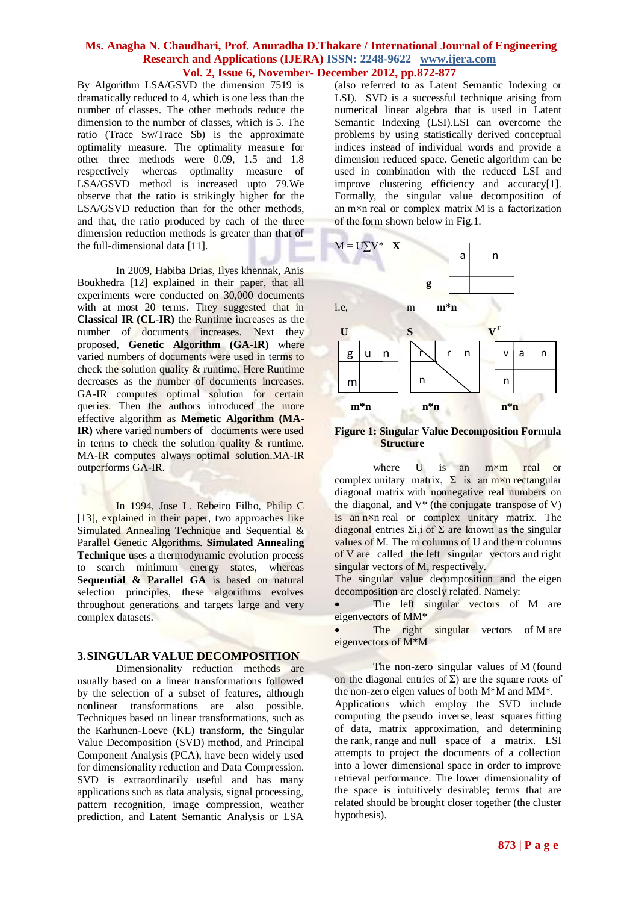By Algorithm LSA/GSVD the dimension 7519 is dramatically reduced to 4, which is one less than the number of classes. The other methods reduce the dimension to the number of classes, which is 5. The ratio (Trace Sw/Trace Sb) is the approximate optimality measure. The optimality measure for other three methods were 0.09, 1.5 and 1.8 respectively whereas optimality measure of LSA/GSVD method is increased upto 79.We observe that the ratio is strikingly higher for the LSA/GSVD reduction than for the other methods, and that, the ratio produced by each of the three dimension reduction methods is greater than that of the full-dimensional data [11].

In 2009, Habiba Drias, Ilyes khennak, Anis Boukhedra [12] explained in their paper, that all experiments were conducted on 30,000 documents with at most 20 terms. They suggested that in **Classical IR (CL-IR)** the Runtime increases as the number of documents increases. Next they proposed, **Genetic Algorithm (GA-IR)** where varied numbers of documents were used in terms to check the solution quality & runtime. Here Runtime decreases as the number of documents increases. GA-IR computes optimal solution for certain queries. Then the authors introduced the more effective algorithm as **Memetic Algorithm (MA-IR)** where varied numbers of documents were used in terms to check the solution quality & runtime. MA-IR computes always optimal solution.MA-IR outperforms GA-IR.

In 1994, Jose L. Rebeiro Filho, Philip C [13], explained in their paper, two approaches like Simulated Annealing Technique and Sequential & Parallel Genetic Algorithms. **Simulated Annealing Technique** uses a thermodynamic evolution process to search minimum energy states, whereas **Sequential & Parallel GA** is based on natural selection principles, these algorithms evolves throughout generations and targets large and very complex datasets.

## 3. SINGULAR VALUE DECOMPOSITION

Dimensionality reduction methods are usually based on a linear transformations followed by the selection of a subset of features, although nonlinear transformations are also possible. Techniques based on linear transformations, such as the Karhunen-Loeve (KL) transform, the Singular Value Decomposition (SVD) method, and Principal Component Analysis (PCA), have been widely used for dimensionality reduction and Data Compression. SVD is extraordinarily useful and has many applications such as data analysis, signal processing, pattern recognition, image compression, weather prediction, and Latent Semantic Analysis or LSA (also referred to as Latent Semantic Indexing or LSI). SVD is a successful technique arising from numerical linear algebra that is used in Latent Semantic Indexing (LSI).LSI can overcome the problems by using statistically derived conceptual indices instead of individual words and provide a dimension reduced space. Genetic algorithm can be used in combination with the reduced LSI and improve clustering efficiency and accuracy[1]. Formally, the singular value decomposition of an m×n real or complex matrix M is a factorization of the form shown below in Fig.1.

$M = U\Sigma V^*$ **X**

| a | n |
|---|---|
| g | |

i.e., m **m\*n**

**U** (**m\*n**): g u n / m — **S** (**n\*n**): r r n / n (diagonal) — $\mathbf{V^T}$ (**n\*n**): v a n / n

**Figure 1: Singular Value Decomposition Formula Structure**

where U is an m×m real or complex unitary matrix, Σ is an m×n rectangular diagonal matrix with nonnegative real numbers on the diagonal, and V* (the conjugate transpose of V) is an n×n real or complex unitary matrix. The diagonal entries $\Sigma_{i,i}$ of Σ are known as the singular values of M. The m columns of U and the n columns of V are called the left singular vectors and right singular vectors of M, respectively.

The singular value decomposition and the eigen decomposition are closely related. Namely:

- The left singular vectors of M are eigenvectors of MM*
- The right singular vectors of M are eigenvectors of M*M

The non-zero singular values of M (found on the diagonal entries of Σ) are the square roots of the non-zero eigen values of both M*M and MM*. Applications which employ the SVD include computing the pseudo inverse, least squares fitting of data, matrix approximation, and determining the rank, range and null space of a matrix. LSI attempts to project the documents of a collection into a lower dimensional space in order to improve retrieval performance. The lower dimensionality of the space is intuitively desirable; terms that are related should be brought closer together (the cluster hypothesis).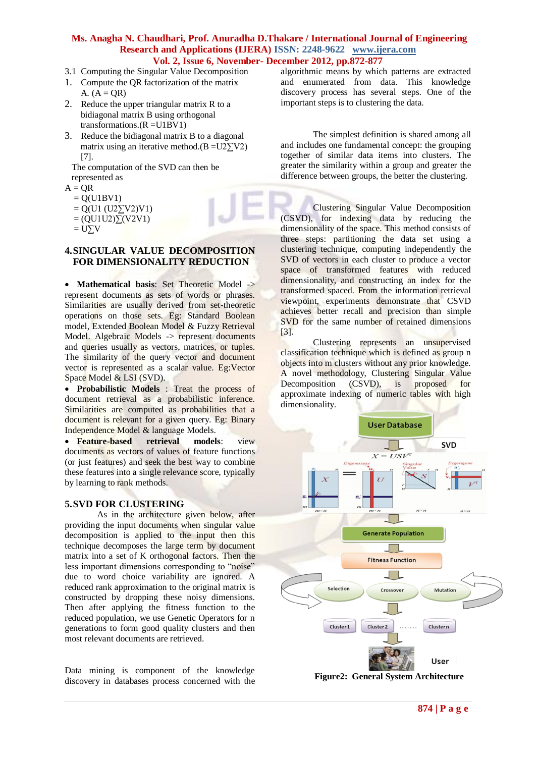### 3.1 Computing the Singular Value Decomposition

1. Compute the QR factorization of the matrix A. (A = QR)
2. Reduce the upper triangular matrix R to a bidiagonal matrix B using orthogonal transformations.(R =U1BV1)
3. Reduce the bidiagonal matrix B to a diagonal matrix using an iterative method.(B =U2∑V2) [7].

The computation of the SVD can then be represented as

A = QR
 = Q(U1BV1)
 = Q(U1 (U2∑V2)V1)
 = (QU1U2)∑(V2V1)
 = U∑V

## 4. SINGULAR VALUE DECOMPOSITION FOR DIMENSIONALITY REDUCTION

- **Mathematical basis**: Set Theoretic Model -> represent documents as sets of words or phrases. Similarities are usually derived from set-theoretic operations on those sets. Eg: Standard Boolean model, Extended Boolean Model & Fuzzy Retrieval Model. Algebraic Models -> represent documents and queries usually as vectors, matrices, or tuples. The similarity of the query vector and document vector is represented as a scalar value. Eg:Vector Space Model & LSI (SVD).
- **Probabilistic Models** : Treat the process of document retrieval as a probabilistic inference. Similarities are computed as probabilities that a document is relevant for a given query. Eg: Binary Independence Model & language Models.
- **Feature-based retrieval models**: view documents as vectors of values of feature functions (or just features) and seek the best way to combine these features into a single relevance score, typically by learning to rank methods.

## 5. SVD FOR CLUSTERING

As in the architecture given below, after providing the input documents when singular value decomposition is applied to the input then this technique decomposes the large term by document matrix into a set of K orthogonal factors. Then the less important dimensions corresponding to "noise" due to word choice variability are ignored. A reduced rank approximation to the original matrix is constructed by dropping these noisy dimensions. Then after applying the fitness function to the reduced population, we use Genetic Operators for n generations to form good quality clusters and then most relevant documents are retrieved.

Data mining is component of the knowledge discovery in databases process concerned with the algorithmic means by which patterns are extracted and enumerated from data. This knowledge discovery process has several steps. One of the important steps is to clustering the data.

The simplest definition is shared among all and includes one fundamental concept: the grouping together of similar data items into clusters. The greater the similarity within a group and greater the difference between groups, the better the clustering.

Clustering Singular Value Decomposition (CSVD), for indexing data by reducing the dimensionality of the space. This method consists of three steps: partitioning the data set using a clustering technique, computing independently the SVD of vectors in each cluster to produce a vector space of transformed features with reduced dimensionality, and constructing an index for the transformed spaced. From the information retrieval viewpoint, experiments demonstrate that CSVD achieves better recall and precision than simple SVD for the same number of retained dimensions [3].

Clustering represents an unsupervised classification technique which is defined as group n objects into m clusters without any prior knowledge. A novel methodology, Clustering Singular Value Decomposition (CSVD), is proposed for approximate indexing of numeric tables with high dimensionality.

**Figure2: General System Architecture**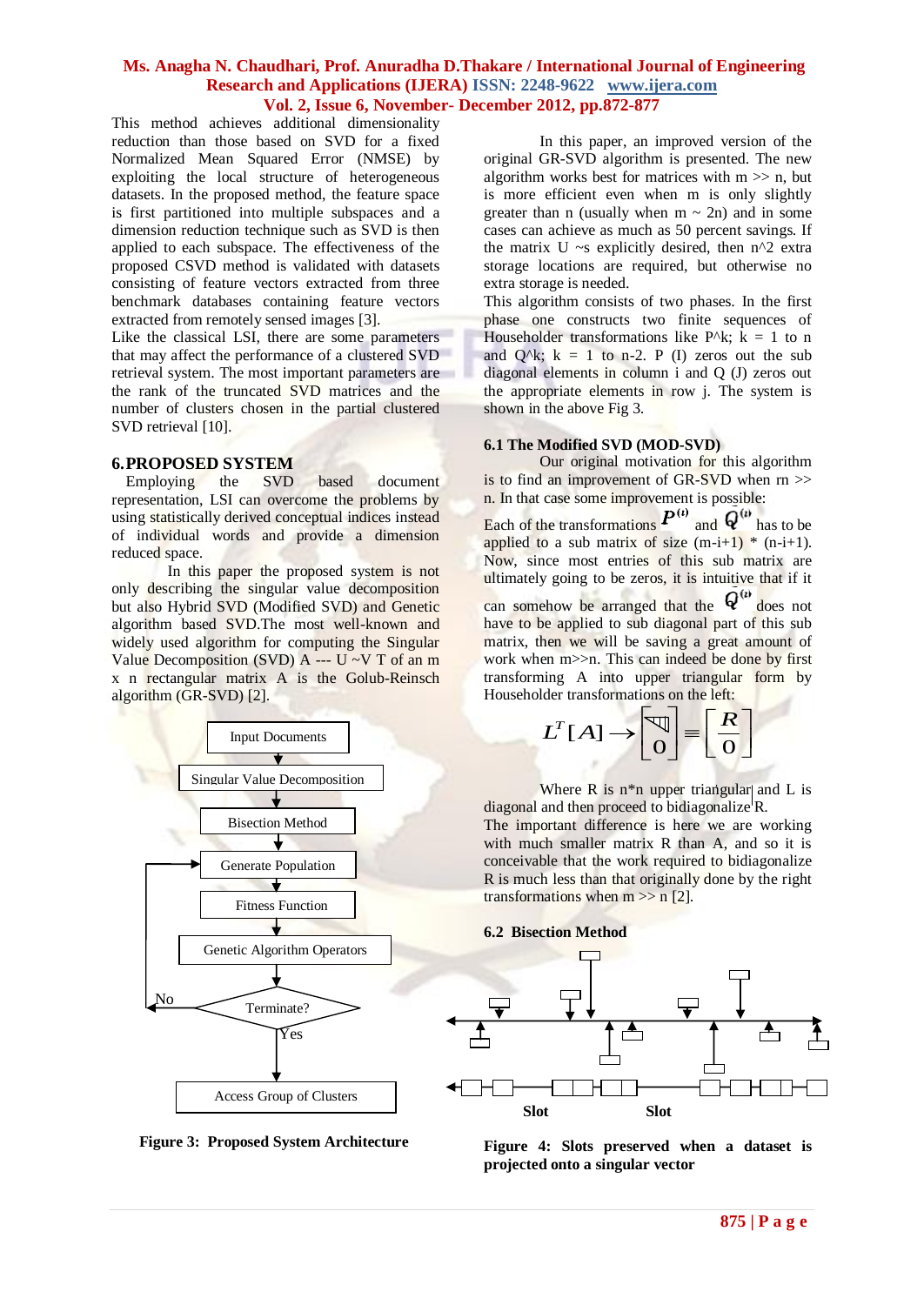This method achieves additional dimensionality reduction than those based on SVD for a fixed Normalized Mean Squared Error (NMSE) by exploiting the local structure of heterogeneous datasets. In the proposed method, the feature space is first partitioned into multiple subspaces and a dimension reduction technique such as SVD is then applied to each subspace. The effectiveness of the proposed CSVD method is validated with datasets consisting of feature vectors extracted from three benchmark databases containing feature vectors extracted from remotely sensed images [3].

Like the classical LSI, there are some parameters that may affect the performance of a clustered SVD retrieval system. The most important parameters are the rank of the truncated SVD matrices and the number of clusters chosen in the partial clustered SVD retrieval [10].

## 6. PROPOSED SYSTEM

Employing the SVD based document representation, LSI can overcome the problems by using statistically derived conceptual indices instead of individual words and provide a dimension reduced space.

In this paper the proposed system is not only describing the singular value decomposition but also Hybrid SVD (Modified SVD) and Genetic algorithm based SVD.The most well-known and widely used algorithm for computing the Singular Value Decomposition (SVD) A --- U ~V T of an m x n rectangular matrix A is the Golub-Reinsch algorithm (GR-SVD) [2].

Input Documents → Singular Value Decomposition → Bisection Method → Generate Population → Fitness Function → Genetic Algorithm Operators → Terminate? (No → Generate Population; Yes → Access Group of Clusters)

**Figure 3: Proposed System Architecture**

In this paper, an improved version of the original GR-SVD algorithm is presented. The new algorithm works best for matrices with m >> n, but is more efficient even when m is only slightly greater than n (usually when m ~ 2n) and in some cases can achieve as much as 50 percent savings. If the matrix U ~s explicitly desired, then n^2 extra storage locations are required, but otherwise no extra storage is needed.

This algorithm consists of two phases. In the first phase one constructs two finite sequences of Householder transformations like P^k; k = 1 to n and Q^k; k = 1 to n-2. P (I) zeros out the sub diagonal elements in column i and Q (J) zeros out the appropriate elements in row j. The system is shown in the above Fig 3.

### 6.1 The Modified SVD (MOD-SVD)

Our original motivation for this algorithm is to find an improvement of GR-SVD when rn >> n. In that case some improvement is possible:

Each of the transformations $P^{(i)}$ and $Q^{(i)}$ has to be applied to a sub matrix of size (m-i+1) * (n-i+1). Now, since most entries of this sub matrix are ultimately going to be zeros, it is intuitive that if it can somehow be arranged that the $Q^{(i)}$ does not have to be applied to sub diagonal part of this sub matrix, then we will be saving a great amount of work when m>>n. This can indeed be done by first transforming A into upper triangular form by Householder transformations on the left:

$$L^T[A] \rightarrow \begin{bmatrix} \diagdown \\ 0 \end{bmatrix} \equiv \begin{bmatrix} R \\ 0 \end{bmatrix}$$

Where R is n*n upper triangular and L is diagonal and then proceed to bidiagonalize R.

The important difference is here we are working with much smaller matrix R than A, and so it is conceivable that the work required to bidiagonalize R is much less than that originally done by the right transformations when m >> n [2].

### 6.2 Bisection Method

Slot Slot

**Figure 4: Slots preserved when a dataset is projected onto a singular vector**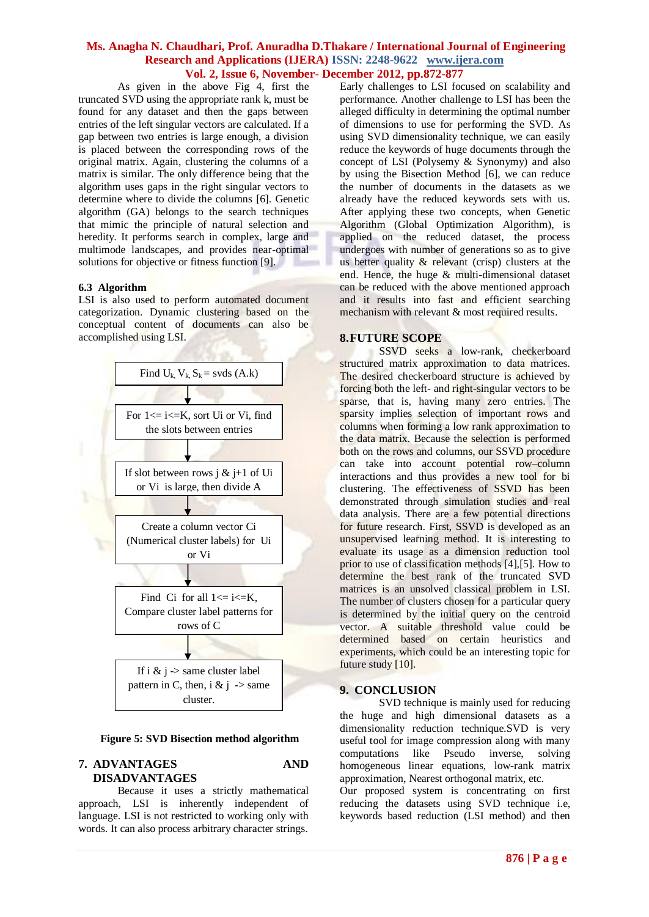As given in the above Fig 4, first the truncated SVD using the appropriate rank k, must be found for any dataset and then the gaps between entries of the left singular vectors are calculated. If a gap between two entries is large enough, a division is placed between the corresponding rows of the original matrix. Again, clustering the columns of a matrix is similar. The only difference being that the algorithm uses gaps in the right singular vectors to determine where to divide the columns [6]. Genetic algorithm (GA) belongs to the search techniques that mimic the principle of natural selection and heredity. It performs search in complex, large and multimode landscapes, and provides near-optimal solutions for objective or fitness function [9].

### 6.3 Algorithm

LSI is also used to perform automated document categorization. Dynamic clustering based on the conceptual content of documents can also be accomplished using LSI.

Find $U_k$, $V_k$, $S_k$ = svds (A.k)

↓

For 1<= i<=K, sort Ui or Vi, find the slots between entries

↓

If slot between rows j & j+1 of Ui or Vi is large, then divide A

↓

Create a column vector Ci (Numerical cluster labels) for Ui or Vi

↓

Find Ci for all 1<= i<=K, Compare cluster label patterns for rows of C

↓

If i & j -> same cluster label pattern in C, then, i & j -> same cluster.

**Figure 5: SVD Bisection method algorithm**

## 7. ADVANTAGES AND DISADVANTAGES

Because it uses a strictly mathematical approach, LSI is inherently independent of language. LSI is not restricted to working only with words. It can also process arbitrary character strings. Early challenges to LSI focused on scalability and performance. Another challenge to LSI has been the alleged difficulty in determining the optimal number of dimensions to use for performing the SVD. As using SVD dimensionality technique, we can easily reduce the keywords of huge documents through the concept of LSI (Polysemy & Synonymy) and also by using the Bisection Method [6], we can reduce the number of documents in the datasets as we already have the reduced keywords sets with us. After applying these two concepts, when Genetic Algorithm (Global Optimization Algorithm), is applied on the reduced dataset, the process undergoes with number of generations so as to give us better quality & relevant (crisp) clusters at the end. Hence, the huge & multi-dimensional dataset can be reduced with the above mentioned approach and it results into fast and efficient searching mechanism with relevant & most required results.

## 8. FUTURE SCOPE

SSVD seeks a low-rank, checkerboard structured matrix approximation to data matrices. The desired checkerboard structure is achieved by forcing both the left- and right-singular vectors to be sparse, that is, having many zero entries. The sparsity implies selection of important rows and columns when forming a low rank approximation to the data matrix. Because the selection is performed both on the rows and columns, our SSVD procedure can take into account potential row–column interactions and thus provides a new tool for bi clustering. The effectiveness of SSVD has been demonstrated through simulation studies and real data analysis. There are a few potential directions for future research. First, SSVD is developed as an unsupervised learning method. It is interesting to evaluate its usage as a dimension reduction tool prior to use of classification methods [4],[5]. How to determine the best rank of the truncated SVD matrices is an unsolved classical problem in LSI. The number of clusters chosen for a particular query is determined by the initial query on the centroid vector. A suitable threshold value could be determined based on certain heuristics and experiments, which could be an interesting topic for future study [10].

## 9. CONCLUSION

SVD technique is mainly used for reducing the huge and high dimensional datasets as a dimensionality reduction technique.SVD is very useful tool for image compression along with many computations like Pseudo inverse, solving homogeneous linear equations, low-rank matrix approximation, Nearest orthogonal matrix, etc.

Our proposed system is concentrating on first reducing the datasets using SVD technique i.e, keywords based reduction (LSI method) and then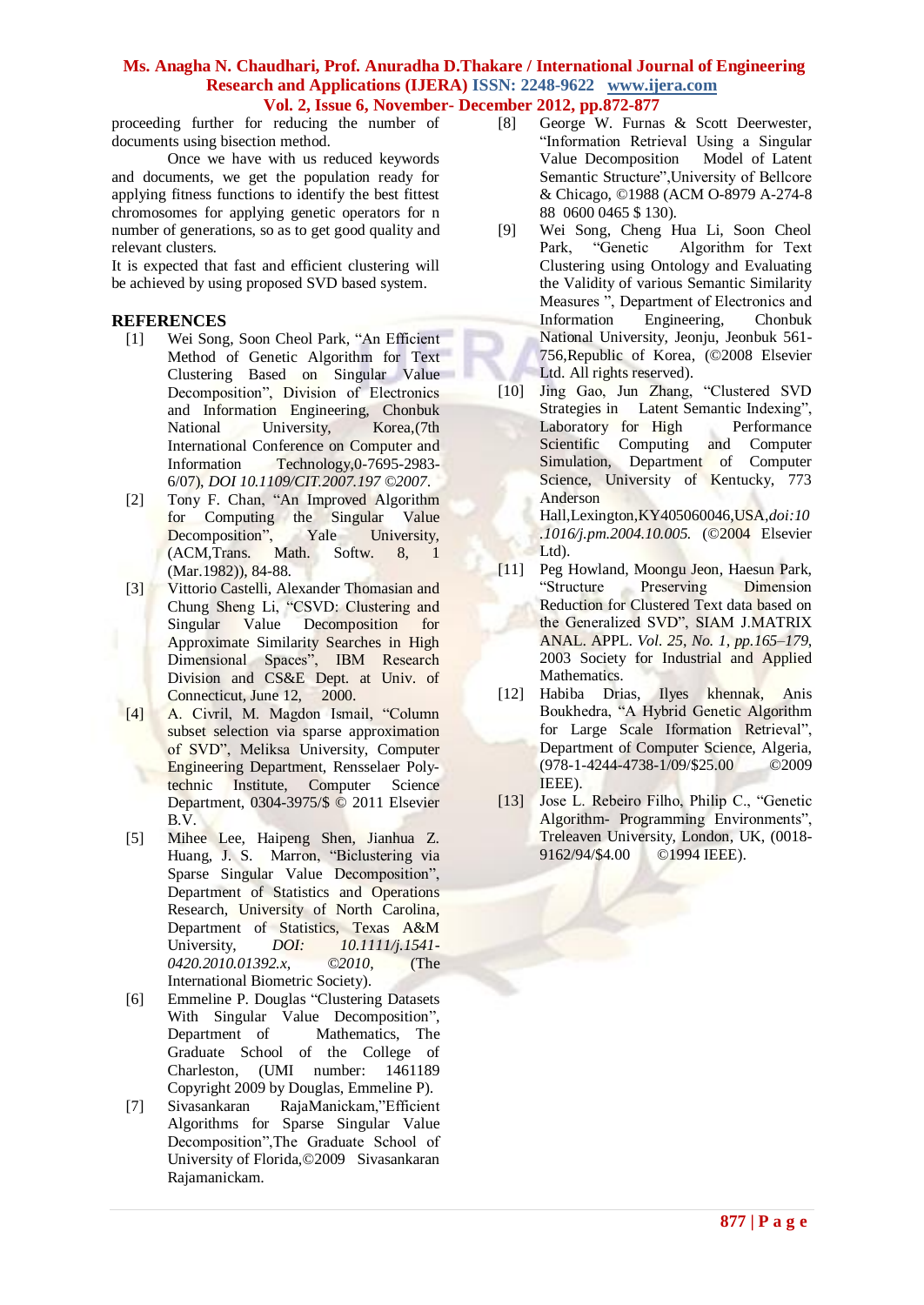proceeding further for reducing the number of documents using bisection method.

Once we have with us reduced keywords and documents, we get the population ready for applying fitness functions to identify the best fittest chromosomes for applying genetic operators for n number of generations, so as to get good quality and relevant clusters.

It is expected that fast and efficient clustering will be achieved by using proposed SVD based system.

## REFERENCES

[1] Wei Song, Soon Cheol Park, "An Efficient Method of Genetic Algorithm for Text Clustering Based on Singular Value Decomposition", Division of Electronics and Information Engineering, Chonbuk National University, Korea,(7th International Conference on Computer and Information Technology,0-7695-2983-6/07), *DOI 10.1109/CIT.2007.197 ©2007*.

[2] Tony F. Chan, "An Improved Algorithm for Computing the Singular Value Decomposition", Yale University, (ACM,Trans. Math. Softw. 8, 1 (Mar.1982)), 84-88.

[3] Vittorio Castelli, Alexander Thomasian and Chung Sheng Li, "CSVD: Clustering and Singular Value Decomposition for Approximate Similarity Searches in High Dimensional Spaces", IBM Research Division and CS&E Dept. at Univ. of Connecticut, June 12, 2000.

[4] A. Civril, M. Magdon Ismail, "Column subset selection via sparse approximation of SVD", Meliksa University, Computer Engineering Department, Rensselaer Poly-technic Institute, Computer Science Department, 0304-3975/$ © 2011 Elsevier B.V.

[5] Mihee Lee, Haipeng Shen, Jianhua Z. Huang, J. S. Marron, "Biclustering via Sparse Singular Value Decomposition", Department of Statistics and Operations Research, University of North Carolina, Department of Statistics, Texas A&M University, *DOI: 10.1111/j.1541-0420.2010.01392.x, ©2010*, (The International Biometric Society).

[6] Emmeline P. Douglas "Clustering Datasets With Singular Value Decomposition", Department of Mathematics, The Graduate School of the College of Charleston, (UMI number: 1461189 Copyright 2009 by Douglas, Emmeline P).

[7] Sivasankaran RajaManickam,"Efficient Algorithms for Sparse Singular Value Decomposition",The Graduate School of University of Florida,©2009 Sivasankaran Rajamanickam.

[8] George W. Furnas & Scott Deerwester, "Information Retrieval Using a Singular Value Decomposition Model of Latent Semantic Structure",University of Bellcore & Chicago, ©1988 (ACM O-8979 A-274-8 88 0600 0465 $ 130).

[9] Wei Song, Cheng Hua Li, Soon Cheol Park, "Genetic Algorithm for Text Clustering using Ontology and Evaluating the Validity of various Semantic Similarity Measures ", Department of Electronics and Information Engineering, Chonbuk National University, Jeonju, Jeonbuk 561-756,Republic of Korea, (©2008 Elsevier Ltd. All rights reserved).

[10] Jing Gao, Jun Zhang, "Clustered SVD Strategies in Latent Semantic Indexing", Laboratory for High Performance Scientific Computing and Computer Simulation, Department of Computer Science, University of Kentucky, 773 Anderson Hall,Lexington,KY405060046,USA,*doi:10.1016/j.pm.2004.10.005.* (©2004 Elsevier Ltd).

[11] Peg Howland, Moongu Jeon, Haesun Park, "Structure Preserving Dimension Reduction for Clustered Text data based on the Generalized SVD", SIAM J.MATRIX ANAL. APPL. *Vol. 25, No. 1, pp.165–179,* 2003 Society for Industrial and Applied Mathematics.

[12] Habiba Drias, Ilyes khennak, Anis Boukhedra, "A Hybrid Genetic Algorithm for Large Scale Iformation Retrieval", Department of Computer Science, Algeria, (978-1-4244-4738-1/09/$25.00 ©2009 IEEE).

[13] Jose L. Rebeiro Filho, Philip C., "Genetic Algorithm- Programming Environments", Treleaven University, London, UK, (0018-9162/94/$4.00 ©1994 IEEE).